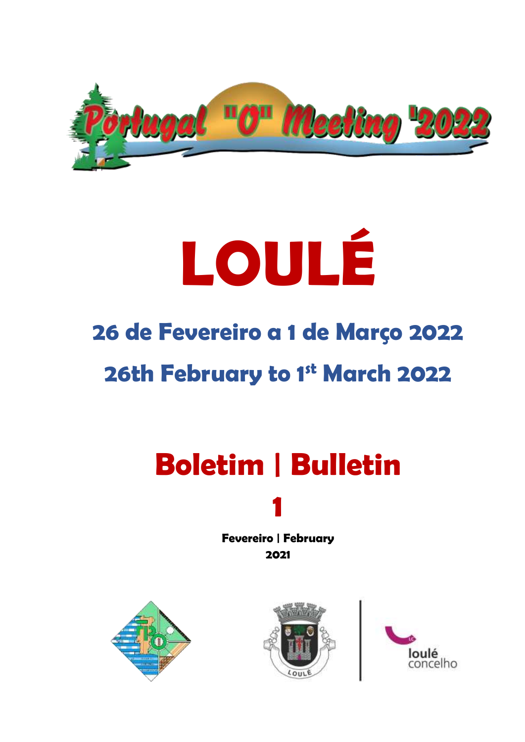Portugal "O" Meeting '2022

# LOULÉ

## 26 de Fevereiro a 1 de Março 2022

## 26th February to 1st March 2022

# Boletim | Bulletin

# 1

**Fevereiro | February**
**2021**

loulé concelho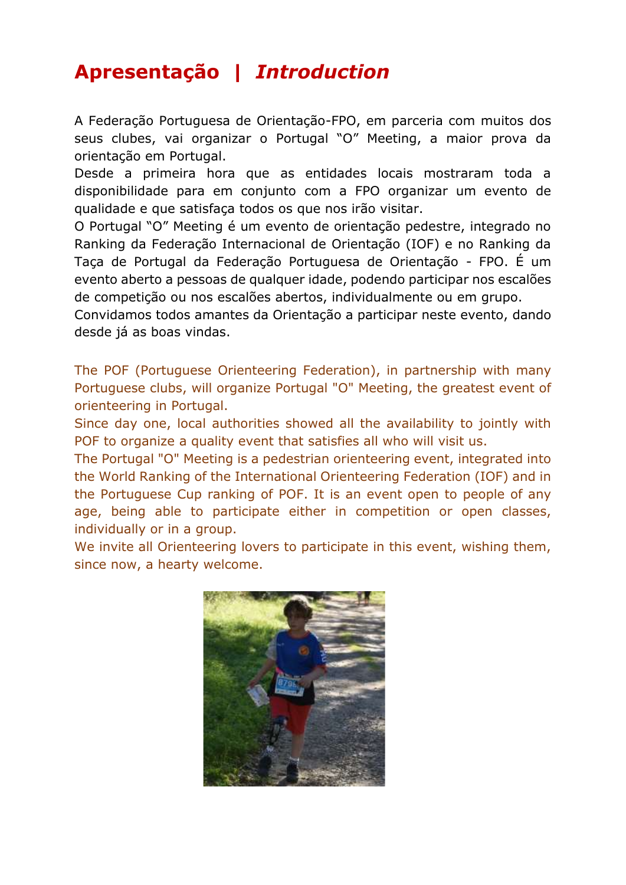# Apresentação | *Introduction*

A Federação Portuguesa de Orientação-FPO, em parceria com muitos dos seus clubes, vai organizar o Portugal "O" Meeting, a maior prova da orientação em Portugal.
Desde a primeira hora que as entidades locais mostraram toda a disponibilidade para em conjunto com a FPO organizar um evento de qualidade e que satisfaça todos os que nos irão visitar.
O Portugal "O" Meeting é um evento de orientação pedestre, integrado no Ranking da Federação Internacional de Orientação (IOF) e no Ranking da Taça de Portugal da Federação Portuguesa de Orientação - FPO. É um evento aberto a pessoas de qualquer idade, podendo participar nos escalões de competição ou nos escalões abertos, individualmente ou em grupo.
Convidamos todos amantes da Orientação a participar neste evento, dando desde já as boas vindas.

The POF (Portuguese Orienteering Federation), in partnership with many Portuguese clubs, will organize Portugal "O" Meeting, the greatest event of orienteering in Portugal.
Since day one, local authorities showed all the availability to jointly with POF to organize a quality event that satisfies all who will visit us.
The Portugal "O" Meeting is a pedestrian orienteering event, integrated into the World Ranking of the International Orienteering Federation (IOF) and in the Portuguese Cup ranking of POF. It is an event open to people of any age, being able to participate either in competition or open classes, individually or in a group.
We invite all Orienteering lovers to participate in this event, wishing them, since now, a hearty welcome.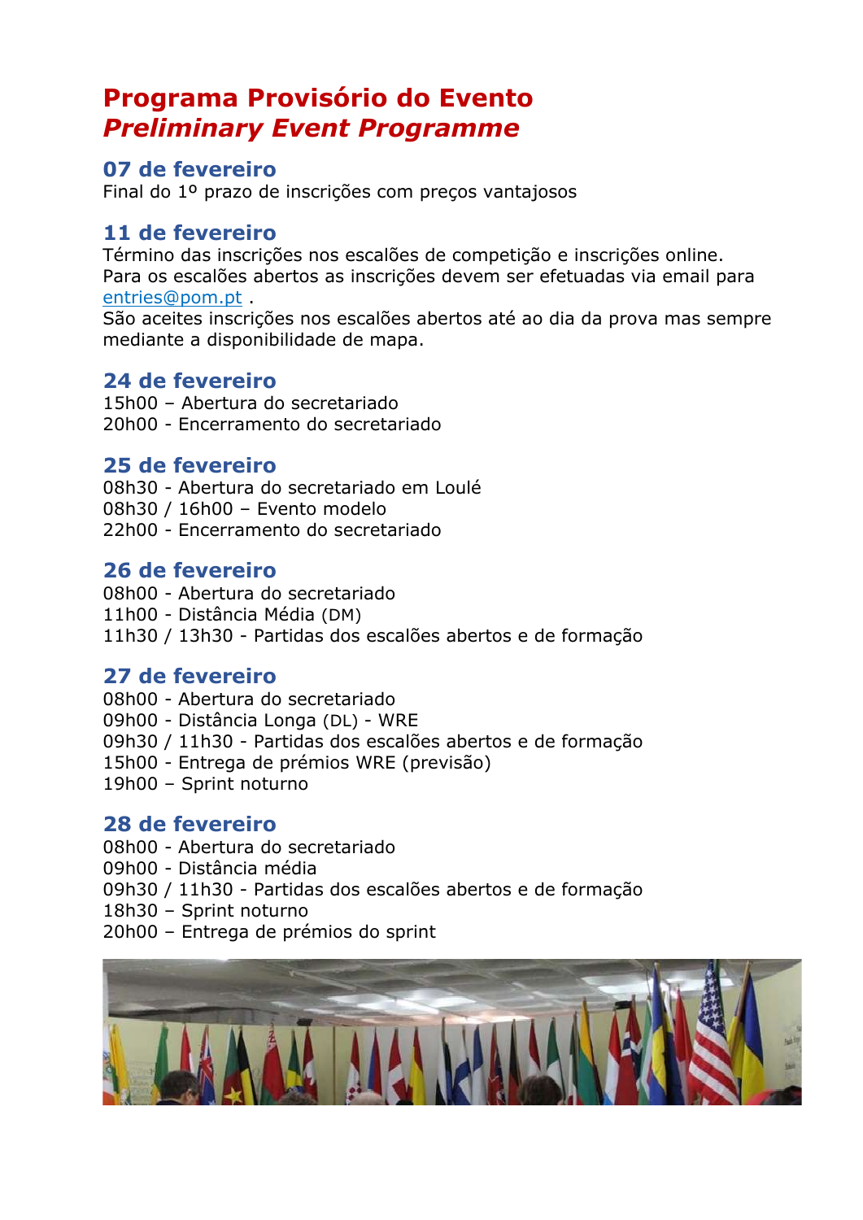# Programa Provisório do Evento
# *Preliminary Event Programme*

## 07 de fevereiro

Final do 1º prazo de inscrições com preços vantajosos

## 11 de fevereiro

Término das inscrições nos escalões de competição e inscrições online.
Para os escalões abertos as inscrições devem ser efetuadas via email para entries@pom.pt .
São aceites inscrições nos escalões abertos até ao dia da prova mas sempre mediante a disponibilidade de mapa.

## 24 de fevereiro

15h00 – Abertura do secretariado
20h00 - Encerramento do secretariado

## 25 de fevereiro

08h30 - Abertura do secretariado em Loulé
08h30 / 16h00 – Evento modelo
22h00 - Encerramento do secretariado

## 26 de fevereiro

08h00 - Abertura do secretariado
11h00 - Distância Média (DM)
11h30 / 13h30 - Partidas dos escalões abertos e de formação

## 27 de fevereiro

08h00 - Abertura do secretariado
09h00 - Distância Longa (DL) - WRE
09h30 / 11h30 - Partidas dos escalões abertos e de formação
15h00 - Entrega de prémios WRE (previsão)
19h00 – Sprint noturno

## 28 de fevereiro

08h00 - Abertura do secretariado
09h00 - Distância média
09h30 / 11h30 - Partidas dos escalões abertos e de formação
18h30 – Sprint noturno
20h00 – Entrega de prémios do sprint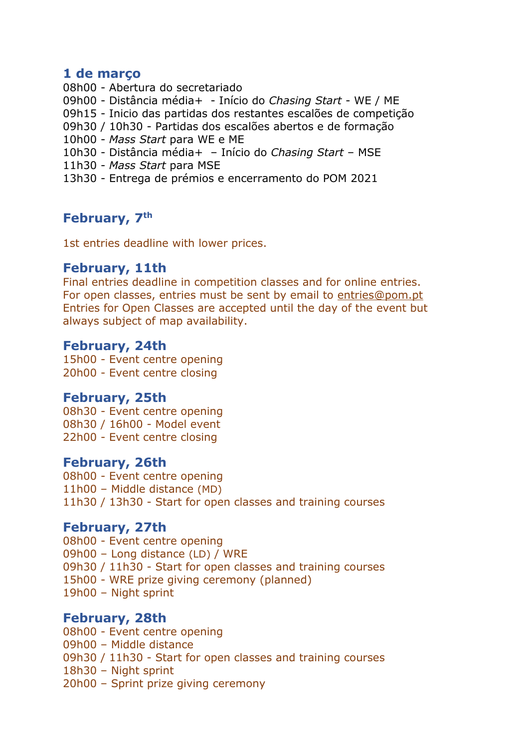### 1 de março

08h00 - Abertura do secretariado
09h00 - Distância média+ - Início do *Chasing Start* - WE / ME
09h15 - Inicio das partidas dos restantes escalões de competição
09h30 / 10h30 - Partidas dos escalões abertos e de formação
10h00 - *Mass Start* para WE e ME
10h30 - Distância média+ – Início do *Chasing Start* – MSE
11h30 - *Mass Start* para MSE
13h30 - Entrega de prémios e encerramento do POM 2021

### February, 7th

1st entries deadline with lower prices.

### February, 11th

Final entries deadline in competition classes and for online entries.
For open classes, entries must be sent by email to entries@pom.pt
Entries for Open Classes are accepted until the day of the event but always subject of map availability.

### February, 24th

15h00 - Event centre opening
20h00 - Event centre closing

### February, 25th

08h30 - Event centre opening
08h30 / 16h00 - Model event
22h00 - Event centre closing

### February, 26th

08h00 - Event centre opening
11h00 – Middle distance (MD)
11h30 / 13h30 - Start for open classes and training courses

### February, 27th

08h00 - Event centre opening
09h00 – Long distance (LD) / WRE
09h30 / 11h30 - Start for open classes and training courses
15h00 - WRE prize giving ceremony (planned)
19h00 – Night sprint

### February, 28th

08h00 - Event centre opening
09h00 – Middle distance
09h30 / 11h30 - Start for open classes and training courses
18h30 – Night sprint
20h00 – Sprint prize giving ceremony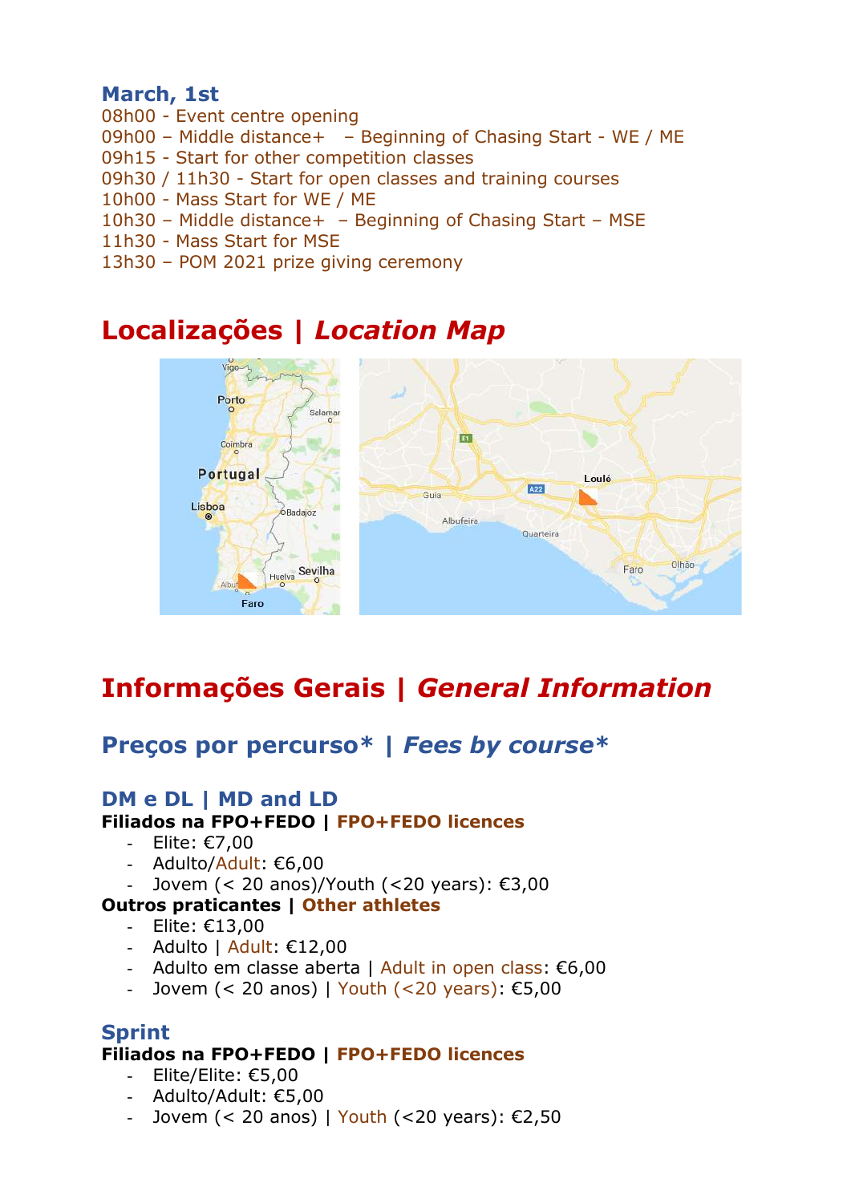### March, 1st

08h00 - Event centre opening
09h00 – Middle distance+ – Beginning of Chasing Start - WE / ME
09h15 - Start for other competition classes
09h30 / 11h30 - Start for open classes and training courses
10h00 - Mass Start for WE / ME
10h30 – Middle distance+ – Beginning of Chasing Start – MSE
11h30 - Mass Start for MSE
13h30 – POM 2021 prize giving ceremony

# Localizações | *Location Map*

# Informações Gerais | *General Information*

## Preços por percurso* | *Fees by course**

### DM e DL | MD and LD

**Filiados na FPO+FEDO | FPO+FEDO licences**

- Elite: €7,00
- Adulto/Adult: €6,00
- Jovem (< 20 anos)/Youth (<20 years): €3,00

**Outros praticantes | Other athletes**

- Elite: €13,00
- Adulto | Adult: €12,00
- Adulto em classe aberta | Adult in open class: €6,00
- Jovem (< 20 anos) | Youth (<20 years): €5,00

### Sprint

**Filiados na FPO+FEDO | FPO+FEDO licences**

- Elite/Elite: €5,00
- Adulto/Adult: €5,00
- Jovem (< 20 anos) | Youth (<20 years): €2,50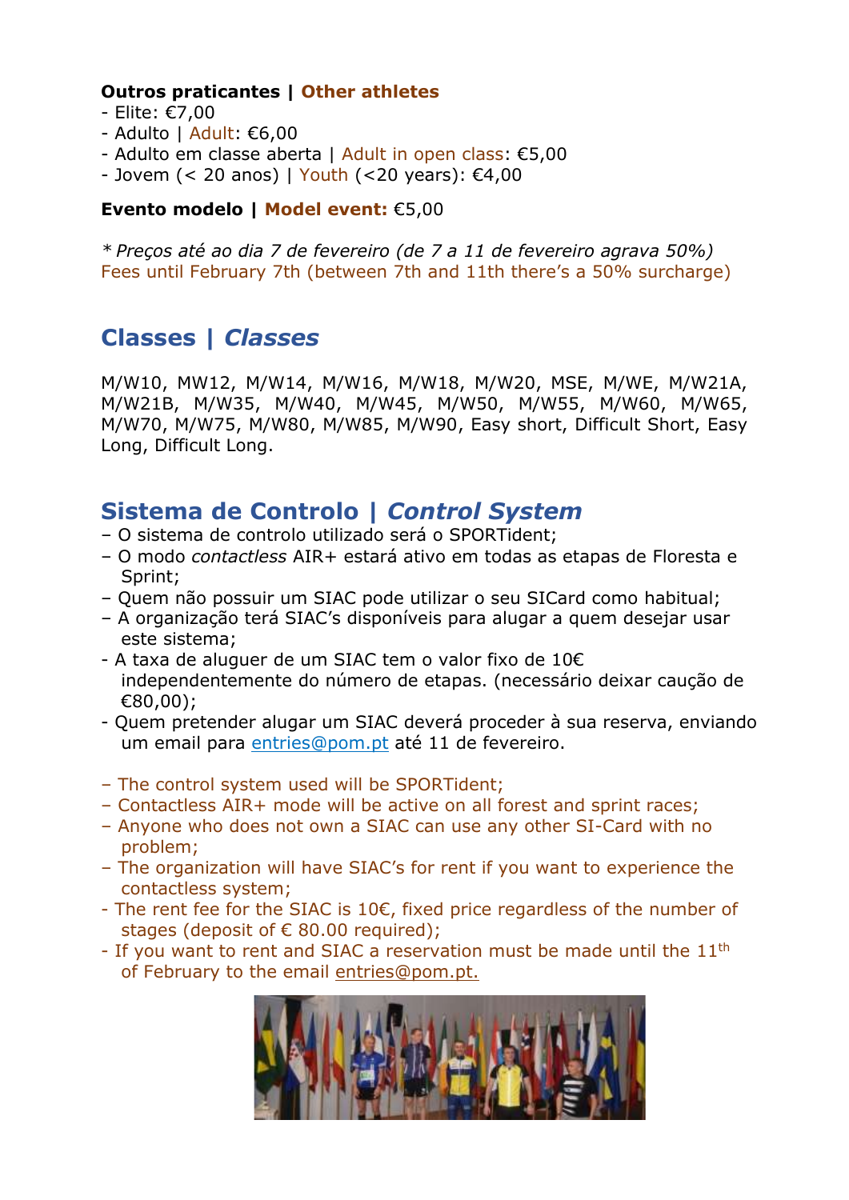**Outros praticantes | Other athletes**

- Elite: €7,00
- Adulto | Adult: €6,00
- Adulto em classe aberta | Adult in open class: €5,00
- Jovem (< 20 anos) | Youth (<20 years): €4,00

**Evento modelo | Model event:** €5,00

*\* Preços até ao dia 7 de fevereiro (de 7 a 11 de fevereiro agrava 50%)*
Fees until February 7th (between 7th and 11th there's a 50% surcharge)

## Classes | *Classes*

M/W10, MW12, M/W14, M/W16, M/W18, M/W20, MSE, M/WE, M/W21A, M/W21B, M/W35, M/W40, M/W45, M/W50, M/W55, M/W60, M/W65, M/W70, M/W75, M/W80, M/W85, M/W90, Easy short, Difficult Short, Easy Long, Difficult Long.

## Sistema de Controlo | *Control System*

- O sistema de controlo utilizado será o SPORTident;
- O modo *contactless* AIR+ estará ativo em todas as etapas de Floresta e Sprint;
- Quem não possuir um SIAC pode utilizar o seu SICard como habitual;
- A organização terá SIAC's disponíveis para alugar a quem desejar usar este sistema;
- A taxa de aluguer de um SIAC tem o valor fixo de 10€ independentemente do número de etapas. (necessário deixar caução de €80,00);
- Quem pretender alugar um SIAC deverá proceder à sua reserva, enviando um email para entries@pom.pt até 11 de fevereiro.

- The control system used will be SPORTident;
- Contactless AIR+ mode will be active on all forest and sprint races;
- Anyone who does not own a SIAC can use any other SI-Card with no problem;
- The organization will have SIAC's for rent if you want to experience the contactless system;
- The rent fee for the SIAC is 10€, fixed price regardless of the number of stages (deposit of € 80.00 required);
- If you want to rent and SIAC a reservation must be made until the 11th of February to the email entries@pom.pt.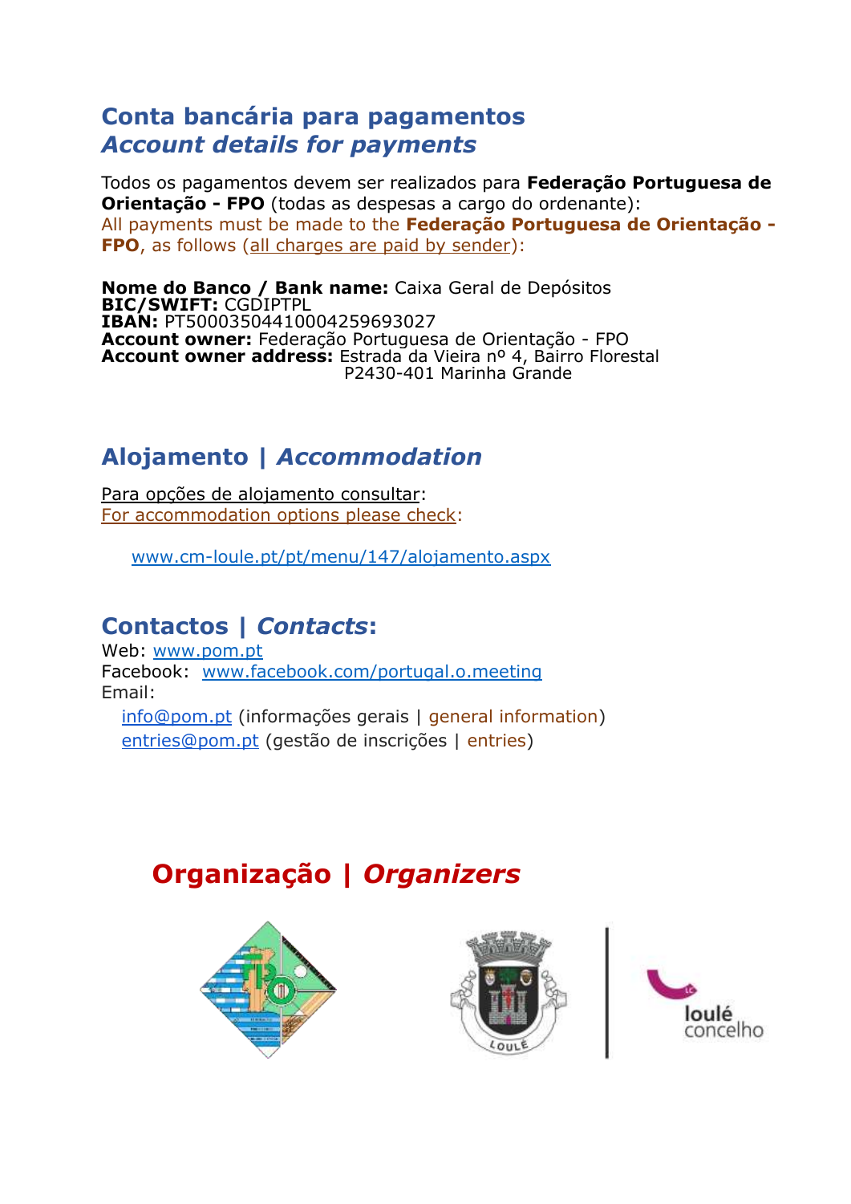## Conta bancária para pagamentos
## *Account details for payments*

Todos os pagamentos devem ser realizados para **Federação Portuguesa de Orientação - FPO** (todas as despesas a cargo do ordenante):
All payments must be made to the **Federação Portuguesa de Orientação - FPO**, as follows (all charges are paid by sender):

**Nome do Banco / Bank name:** Caixa Geral de Depósitos
**BIC/SWIFT:** CGDIPTPL
**IBAN:** PT50003504410004259693027
**Account owner:** Federação Portuguesa de Orientação - FPO
**Account owner address:** Estrada da Vieira nº 4, Bairro Florestal
P2430-401 Marinha Grande

## Alojamento | *Accommodation*

Para opções de alojamento consultar:
For accommodation options please check:

www.cm-loule.pt/pt/menu/147/alojamento.aspx

## Contactos | *Contacts*:

Web: www.pom.pt
Facebook: www.facebook.com/portugal.o.meeting
Email:

info@pom.pt (informações gerais | general information)
entries@pom.pt (gestão de inscrições | entries)

## Organização | *Organizers*

loulé concelho